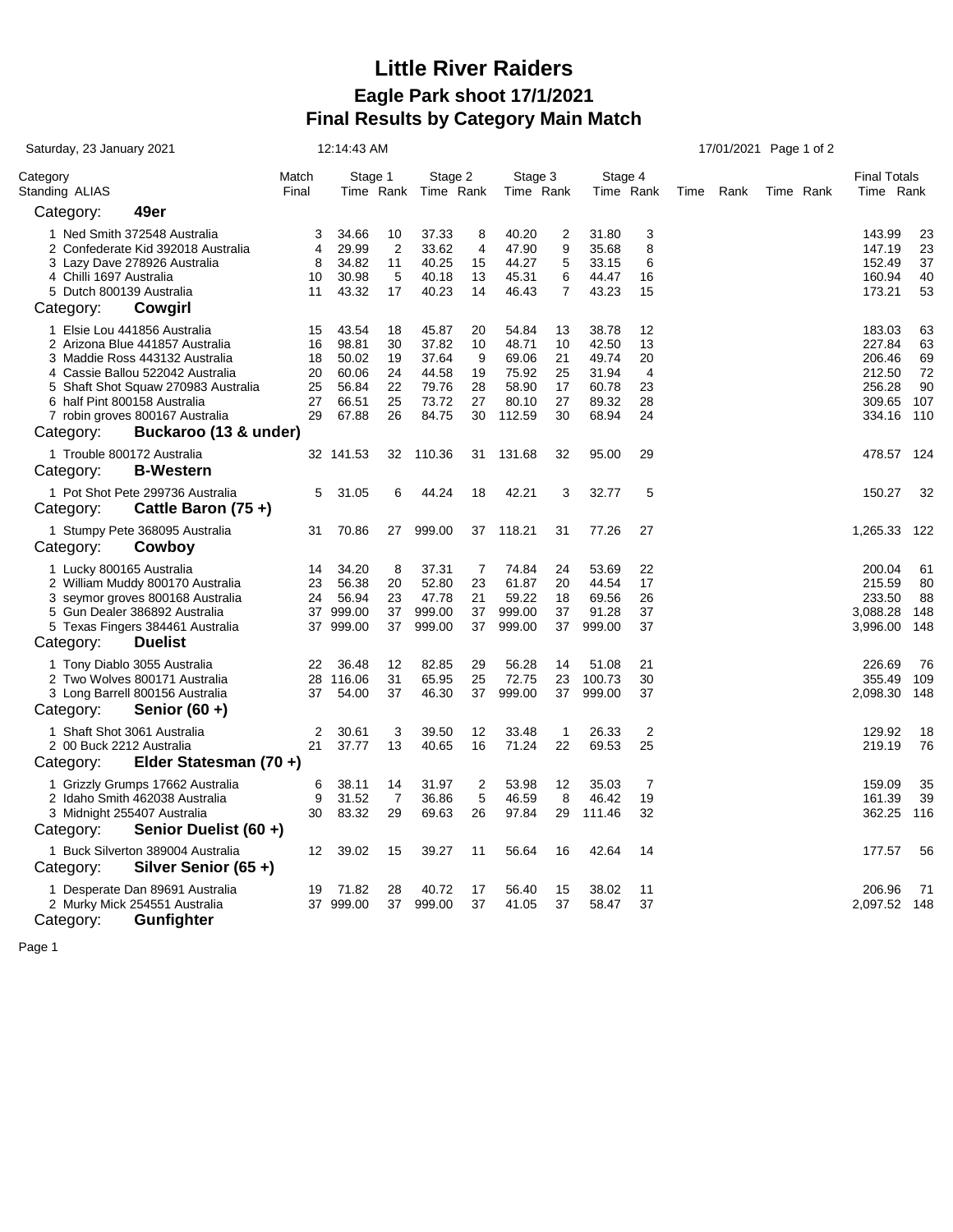# Little River Raiders

## Eagle Park shoot 17/1/2021

## Final Results by Category Main Match

Saturday, 23 January 2021 12:14:43 AM 17/01/2021

| Category Standing ALIAS | Match Final | Stage 1 Time | Stage 1 Rank | Stage 2 Time | Stage 2 Rank | Stage 3 Time | Stage 3 Rank | Stage 4 Time | Stage 4 Rank | Time | Rank | Time | Rank | Final Totals Time | Final Totals Rank |
|---|---|---|---|---|---|---|---|---|---|---|---|---|---|---|---|
| **Category: 49er** | | | | | | | | | | | | | | | |
| 1 Ned Smith 372548 Australia | 3 | 34.66 | 10 | 37.33 | 8 | 40.20 | 2 | 31.80 | 3 | | | | | 143.99 | 23 |
| 2 Confederate Kid 392018 Australia | 4 | 29.99 | 2 | 33.62 | 4 | 47.90 | 9 | 35.68 | 8 | | | | | 147.19 | 23 |
| 3 Lazy Dave 278926 Australia | 8 | 34.82 | 11 | 40.25 | 15 | 44.27 | 5 | 33.15 | 6 | | | | | 152.49 | 37 |
| 4 Chilli 1697 Australia | 10 | 30.98 | 5 | 40.18 | 13 | 45.31 | 6 | 44.47 | 16 | | | | | 160.94 | 40 |
| 5 Dutch 800139 Australia | 11 | 43.32 | 17 | 40.23 | 14 | 46.43 | 7 | 43.23 | 15 | | | | | 173.21 | 53 |
| **Category: Cowgirl** | | | | | | | | | | | | | | | |
| 1 Elsie Lou 441856 Australia | 15 | 43.54 | 18 | 45.87 | 20 | 54.84 | 13 | 38.78 | 12 | | | | | 183.03 | 63 |
| 2 Arizona Blue 441857 Australia | 16 | 98.81 | 30 | 37.82 | 10 | 48.71 | 10 | 42.50 | 13 | | | | | 227.84 | 63 |
| 3 Maddie Ross 443132 Australia | 18 | 50.02 | 19 | 37.64 | 9 | 69.06 | 21 | 49.74 | 20 | | | | | 206.46 | 69 |
| 4 Cassie Ballou 522042 Australia | 20 | 60.06 | 24 | 44.58 | 19 | 75.92 | 25 | 31.94 | 4 | | | | | 212.50 | 72 |
| 5 Shaft Shot Squaw 270983 Australia | 25 | 56.84 | 22 | 79.76 | 28 | 58.90 | 17 | 60.78 | 23 | | | | | 256.28 | 90 |
| 6 half Pint 800158 Australia | 27 | 66.51 | 25 | 73.72 | 27 | 80.10 | 27 | 89.32 | 28 | | | | | 309.65 | 107 |
| 7 robin groves 800167 Australia | 29 | 67.88 | 26 | 84.75 | 30 | 112.59 | 30 | 68.94 | 24 | | | | | 334.16 | 110 |
| **Category: Buckaroo (13 & under)** | | | | | | | | | | | | | | | |
| 1 Trouble 800172 Australia | 32 | 141.53 | 32 | 110.36 | 31 | 131.68 | 32 | 95.00 | 29 | | | | | 478.57 | 124 |
| **Category: B-Western** | | | | | | | | | | | | | | | |
| 1 Pot Shot Pete 299736 Australia | 5 | 31.05 | 6 | 44.24 | 18 | 42.21 | 3 | 32.77 | 5 | | | | | 150.27 | 32 |
| **Category: Cattle Baron (75 +)** | | | | | | | | | | | | | | | |
| 1 Stumpy Pete 368095 Australia | 31 | 70.86 | 27 | 999.00 | 37 | 118.21 | 31 | 77.26 | 27 | | | | | 1,265.33 | 122 |
| **Category: Cowboy** | | | | | | | | | | | | | | | |
| 1 Lucky 800165 Australia | 14 | 34.20 | 8 | 37.31 | 7 | 74.84 | 24 | 53.69 | 22 | | | | | 200.04 | 61 |
| 2 William Muddy 800170 Australia | 23 | 56.38 | 20 | 52.80 | 23 | 61.87 | 20 | 44.54 | 17 | | | | | 215.59 | 80 |
| 3 seymor groves 800168 Australia | 24 | 56.94 | 23 | 47.78 | 21 | 59.22 | 18 | 69.56 | 26 | | | | | 233.50 | 88 |
| 5 Gun Dealer 386892 Australia | 37 | 999.00 | 37 | 999.00 | 37 | 999.00 | 37 | 91.28 | 37 | | | | | 3,088.28 | 148 |
| 5 Texas Fingers 384461 Australia | 37 | 999.00 | 37 | 999.00 | 37 | 999.00 | 37 | 999.00 | 37 | | | | | 3,996.00 | 148 |
| **Category: Duelist** | | | | | | | | | | | | | | | |
| 1 Tony Diablo 3055 Australia | 22 | 36.48 | 12 | 82.85 | 29 | 56.28 | 14 | 51.08 | 21 | | | | | 226.69 | 76 |
| 2 Two Wolves 800171 Australia | 28 | 116.06 | 31 | 65.95 | 25 | 72.75 | 23 | 100.73 | 30 | | | | | 355.49 | 109 |
| 3 Long Barrell 800156 Australia | 37 | 54.00 | 37 | 46.30 | 37 | 999.00 | 37 | 999.00 | 37 | | | | | 2,098.30 | 148 |
| **Category: Senior (60 +)** | | | | | | | | | | | | | | | |
| 1 Shaft Shot 3061 Australia | 2 | 30.61 | 3 | 39.50 | 12 | 33.48 | 1 | 26.33 | 2 | | | | | 129.92 | 18 |
| 2 00 Buck 2212 Australia | 21 | 37.77 | 13 | 40.65 | 16 | 71.24 | 22 | 69.53 | 25 | | | | | 219.19 | 76 |
| **Category: Elder Statesman (70 +)** | | | | | | | | | | | | | | | |
| 1 Grizzly Grumps 17662 Australia | 6 | 38.11 | 14 | 31.97 | 2 | 53.98 | 12 | 35.03 | 7 | | | | | 159.09 | 35 |
| 2 Idaho Smith 462038 Australia | 9 | 31.52 | 7 | 36.86 | 5 | 46.59 | 8 | 46.42 | 19 | | | | | 161.39 | 39 |
| 3 Midnight 255407 Australia | 30 | 83.32 | 29 | 69.63 | 26 | 97.84 | 29 | 111.46 | 32 | | | | | 362.25 | 116 |
| **Category: Senior Duelist (60 +)** | | | | | | | | | | | | | | | |
| 1 Buck Silverton 389004 Australia | 12 | 39.02 | 15 | 39.27 | 11 | 56.64 | 16 | 42.64 | 14 | | | | | 177.57 | 56 |
| **Category: Silver Senior (65 +)** | | | | | | | | | | | | | | | |
| 1 Desperate Dan 89691 Australia | 19 | 71.82 | 28 | 40.72 | 17 | 56.40 | 15 | 38.02 | 11 | | | | | 206.96 | 71 |
| 2 Murky Mick 254551 Australia | 37 | 999.00 | 37 | 999.00 | 37 | 41.05 | 37 | 58.47 | 37 | | | | | 2,097.52 | 148 |
| **Category: Gunfighter** | | | | | | | | | | | | | | | |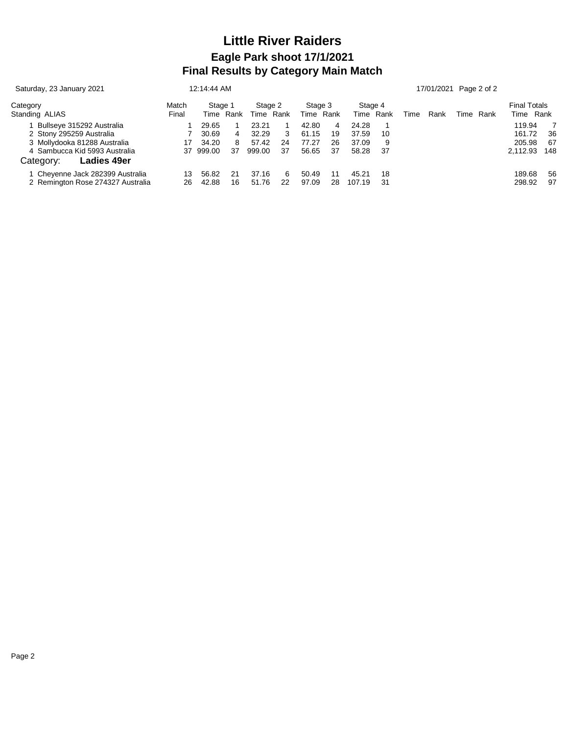# Little River Raiders

## Eagle Park shoot 17/1/2021

## Final Results by Category Main Match

Saturday, 23 January 2021 12:14:44 AM 17/01/2021

| Category Standing ALIAS | Match Final | Stage 1 Time | Stage 1 Rank | Stage 2 Time | Stage 2 Rank | Stage 3 Time | Stage 3 Rank | Stage 4 Time | Stage 4 Rank | Time | Rank | Time | Rank | Final Totals Time | Final Totals Rank |
|---|---|---|---|---|---|---|---|---|---|---|---|---|---|---|---|
| 1 Bullseye 315292 Australia | 1 | 29.65 | 1 | 23.21 | 1 | 42.80 | 4 | 24.28 | 1 | | | | | 119.94 | 7 |
| 2 Stony 295259 Australia | 7 | 30.69 | 4 | 32.29 | 3 | 61.15 | 19 | 37.59 | 10 | | | | | 161.72 | 36 |
| 3 Mollydooka 81288 Australia | 17 | 34.20 | 8 | 57.42 | 24 | 77.27 | 26 | 37.09 | 9 | | | | | 205.98 | 67 |
| 4 Sambucca Kid 5993 Australia | 37 | 999.00 | 37 | 999.00 | 37 | 56.65 | 37 | 58.28 | 37 | | | | | 2,112.93 | 148 |
| Category: **Ladies 49er** | | | | | | | | | | | | | | | |
| 1 Cheyenne Jack 282399 Australia | 13 | 56.82 | 21 | 37.16 | 6 | 50.49 | 11 | 45.21 | 18 | | | | | 189.68 | 56 |
| 2 Remington Rose 274327 Australia | 26 | 42.88 | 16 | 51.76 | 22 | 97.09 | 28 | 107.19 | 31 | | | | | 298.92 | 97 |